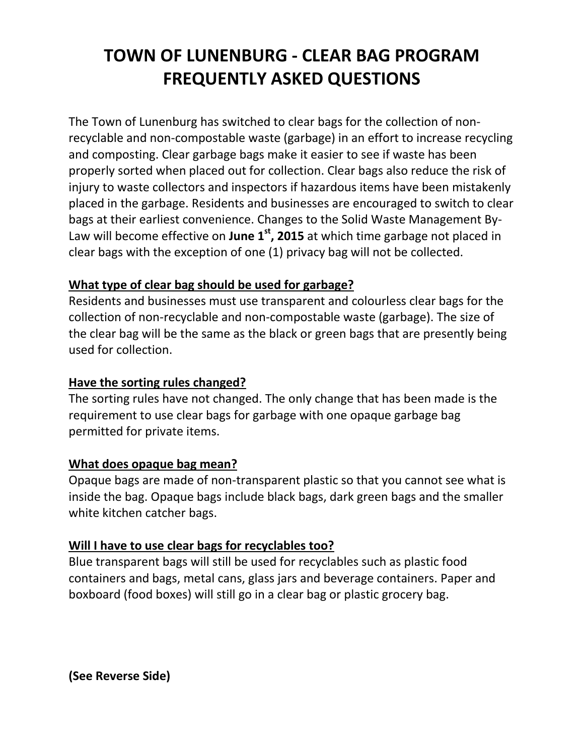# TOWN OF LUNENBURG - CLEAR BAG PROGRAM FREQUENTLY ASKED QUESTIONS

The Town of Lunenburg has switched to clear bags for the collection of non-recyclable and non-compostable waste (garbage) in an effort to increase recycling and composting. Clear garbage bags make it easier to see if waste has been properly sorted when placed out for collection. Clear bags also reduce the risk of injury to waste collectors and inspectors if hazardous items have been mistakenly placed in the garbage. Residents and businesses are encouraged to switch to clear bags at their earliest convenience. Changes to the Solid Waste Management By-Law will become effective on **June 1st, 2015** at which time garbage not placed in clear bags with the exception of one (1) privacy bag will not be collected.

**<u>What type of clear bag should be used for garbage?</u>**

Residents and businesses must use transparent and colourless clear bags for the collection of non-recyclable and non-compostable waste (garbage). The size of the clear bag will be the same as the black or green bags that are presently being used for collection.

**<u>Have the sorting rules changed?</u>**

The sorting rules have not changed. The only change that has been made is the requirement to use clear bags for garbage with one opaque garbage bag permitted for private items.

**<u>What does opaque bag mean?</u>**

Opaque bags are made of non-transparent plastic so that you cannot see what is inside the bag. Opaque bags include black bags, dark green bags and the smaller white kitchen catcher bags.

**<u>Will I have to use clear bags for recyclables too?</u>**

Blue transparent bags will still be used for recyclables such as plastic food containers and bags, metal cans, glass jars and beverage containers. Paper and boxboard (food boxes) will still go in a clear bag or plastic grocery bag.

**(See Reverse Side)**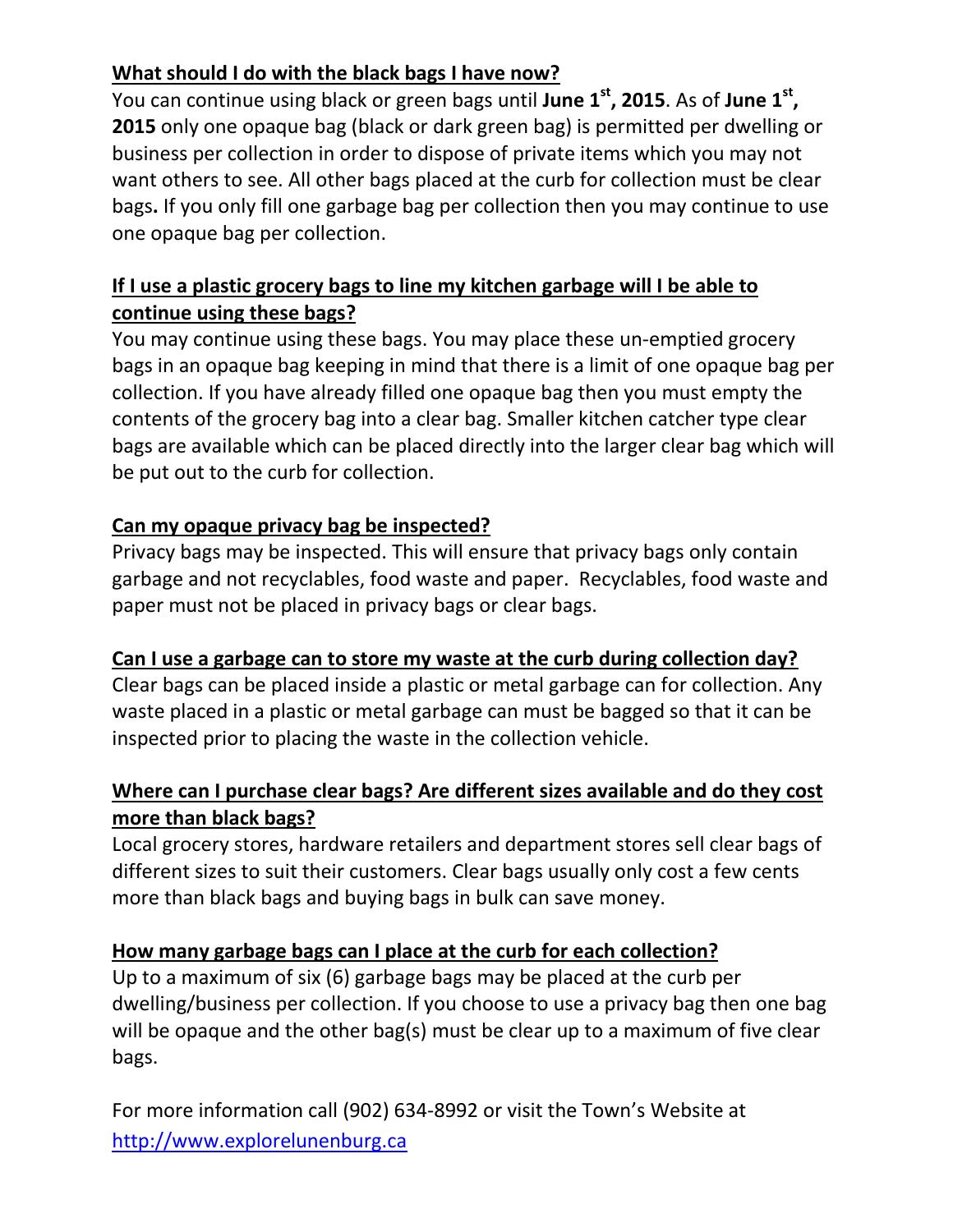**What should I do with the black bags I have now?**

You can continue using black or green bags until **June 1st, 2015**. As of **June 1st, 2015** only one opaque bag (black or dark green bag) is permitted per dwelling or business per collection in order to dispose of private items which you may not want others to see. All other bags placed at the curb for collection must be clear bags**.** If you only fill one garbage bag per collection then you may continue to use one opaque bag per collection.

**If I use a plastic grocery bags to line my kitchen garbage will I be able to continue using these bags?**

You may continue using these bags. You may place these un-emptied grocery bags in an opaque bag keeping in mind that there is a limit of one opaque bag per collection. If you have already filled one opaque bag then you must empty the contents of the grocery bag into a clear bag. Smaller kitchen catcher type clear bags are available which can be placed directly into the larger clear bag which will be put out to the curb for collection.

**Can my opaque privacy bag be inspected?**

Privacy bags may be inspected. This will ensure that privacy bags only contain garbage and not recyclables, food waste and paper. Recyclables, food waste and paper must not be placed in privacy bags or clear bags.

**Can I use a garbage can to store my waste at the curb during collection day?**

Clear bags can be placed inside a plastic or metal garbage can for collection. Any waste placed in a plastic or metal garbage can must be bagged so that it can be inspected prior to placing the waste in the collection vehicle.

**Where can I purchase clear bags? Are different sizes available and do they cost more than black bags?**

Local grocery stores, hardware retailers and department stores sell clear bags of different sizes to suit their customers. Clear bags usually only cost a few cents more than black bags and buying bags in bulk can save money.

**How many garbage bags can I place at the curb for each collection?**

Up to a maximum of six (6) garbage bags may be placed at the curb per dwelling/business per collection. If you choose to use a privacy bag then one bag will be opaque and the other bag(s) must be clear up to a maximum of five clear bags.

For more information call (902) 634-8992 or visit the Town's Website at http://www.explorelunenburg.ca